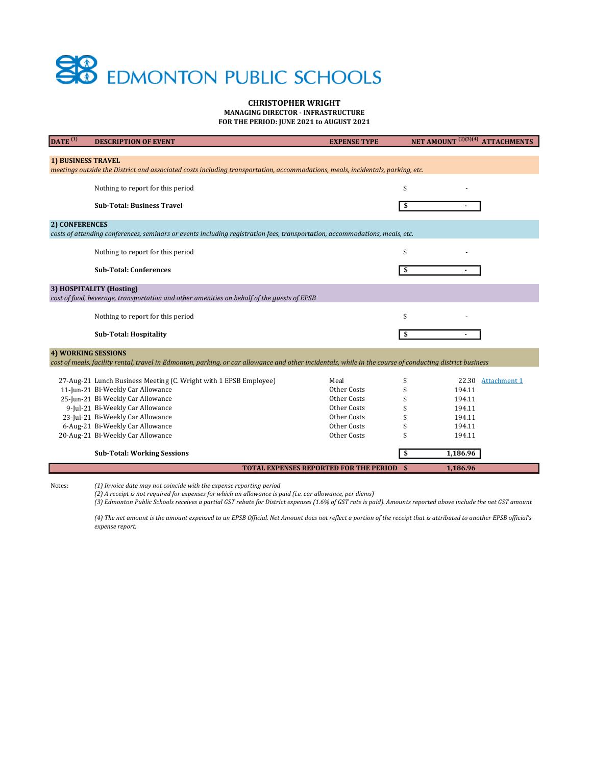# EDMONTON PUBLIC SCHOOLS

**CHRISTOPHER WRIGHT**
**MANAGING DIRECTOR - INFRASTRUCTURE**
**FOR THE PERIOD: JUNE 2021 to AUGUST 2021**

| DATE [1] | DESCRIPTION OF EVENT | EXPENSE TYPE | NET AMOUNT [2][3][4] | ATTACHMENTS |
|---|---|---|---|---|
| **1) BUSINESS TRAVEL** | | | | |
| *meetings outside the District and associated costs including transportation, accommodations, meals, incidentals, parking, etc.* | | | | |
| | Nothing to report for this period | | $ - | |
| | **Sub-Total: Business Travel** | | **$ -** | |
| **2) CONFERENCES** | | | | |
| *costs of attending conferences, seminars or events including registration fees, transportation, accommodations, meals, etc.* | | | | |
| | Nothing to report for this period | | $ - | |
| | **Sub-Total: Conferences** | | **$ -** | |
| **3) HOSPITALITY (Hosting)** | | | | |
| *cost of food, beverage, transportation and other amenities on behalf of the guests of EPSB* | | | | |
| | Nothing to report for this period | | $ - | |
| | **Sub-Total: Hospitality** | | **$ -** | |
| **4) WORKING SESSIONS** | | | | |
| *cost of meals, facility rental, travel in Edmonton, parking, or car allowance and other incidentals, while in the course of conducting district business* | | | | |
| 27-Aug-21 | Lunch Business Meeting (C. Wright with 1 EPSB Employee) | Meal | $ 22.30 | Attachment 1 |
| 11-Jun-21 | Bi-Weekly Car Allowance | Other Costs | $ 194.11 | |
| 25-Jun-21 | Bi-Weekly Car Allowance | Other Costs | $ 194.11 | |
| 9-Jul-21 | Bi-Weekly Car Allowance | Other Costs | $ 194.11 | |
| 23-Jul-21 | Bi-Weekly Car Allowance | Other Costs | $ 194.11 | |
| 6-Aug-21 | Bi-Weekly Car Allowance | Other Costs | $ 194.11 | |
| 20-Aug-21 | Bi-Weekly Car Allowance | Other Costs | $ 194.11 | |
| | **Sub-Total: Working Sessions** | | **$ 1,186.96** | |
| | **TOTAL EXPENSES REPORTED FOR THE PERIOD** | | **$ 1,186.96** | |

Notes:

*(1) Invoice date may not coincide with the expense reporting period*
*(2) A receipt is not required for expenses for which an allowance is paid (i.e. car allowance, per diems)*
*(3) Edmonton Public Schools receives a partial GST rebate for District expenses (1.6% of GST rate is paid). Amounts reported above include the net GST amount*

*(4) The net amount is the amount expensed to an EPSB Official. Net Amount does not reflect a portion of the receipt that is attributed to another EPSB official's expense report.*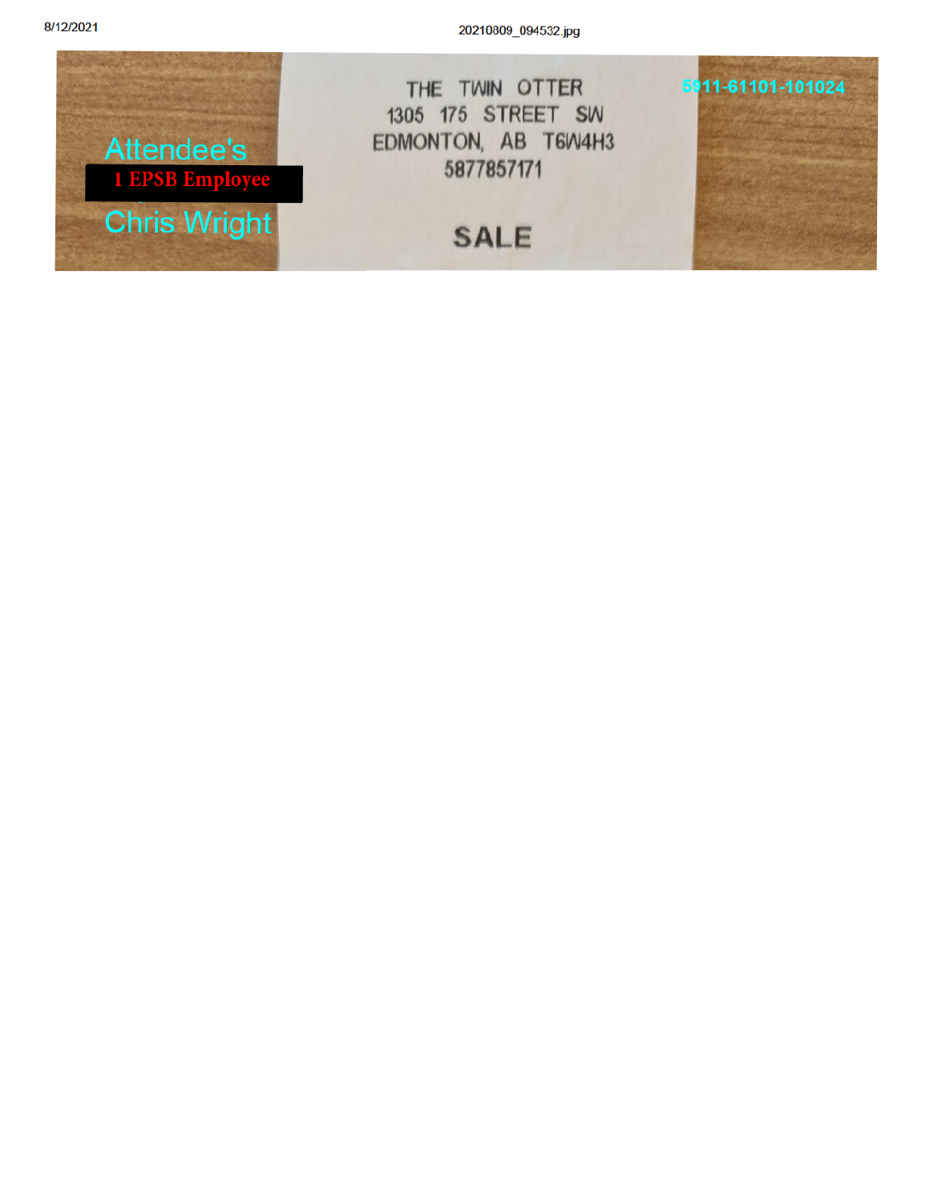Attendee's

1 EPSB Employee

Chris Wright

THE TWIN OTTER
1305 175 STREET SW
EDMONTON, AB T6W4H3
5877857171

5911-61101-101024

SALE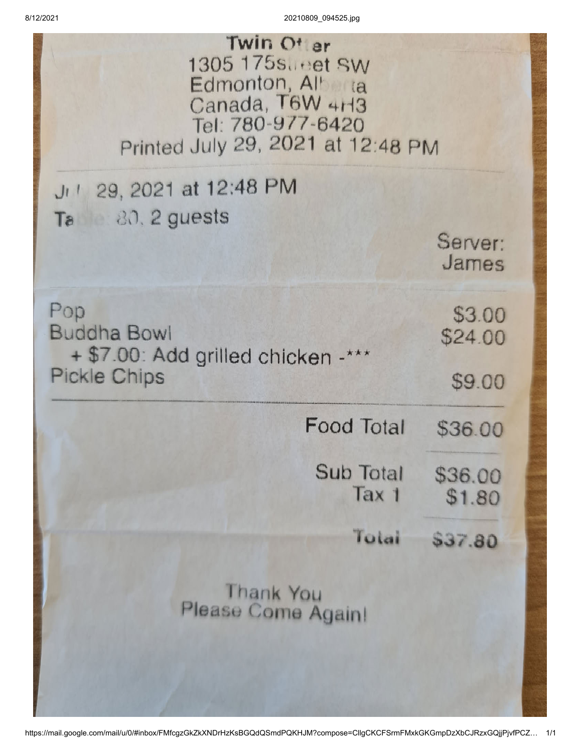**Twin Otter**
1305 175street SW
Edmonton, Alberta
Canada, T6W 4H3
Tel: 780-977-6420
Printed July 29, 2021 at 12:48 PM

---

July 29, 2021 at 12:48 PM
Table 80, 2 guests

Server: James

---

| | |
|---|---|
| Pop | $3.00 |
| Buddha Bowl | $24.00 |
| + $7.00: Add grilled chicken -*** | |
| Pickle Chips | $9.00 |

---

| | |
|---|---|
| Food Total | $36.00 |
| Sub Total | $36.00 |
| Tax 1 | $1.80 |
| Total | $37.80 |

Thank You
Please Come Again!